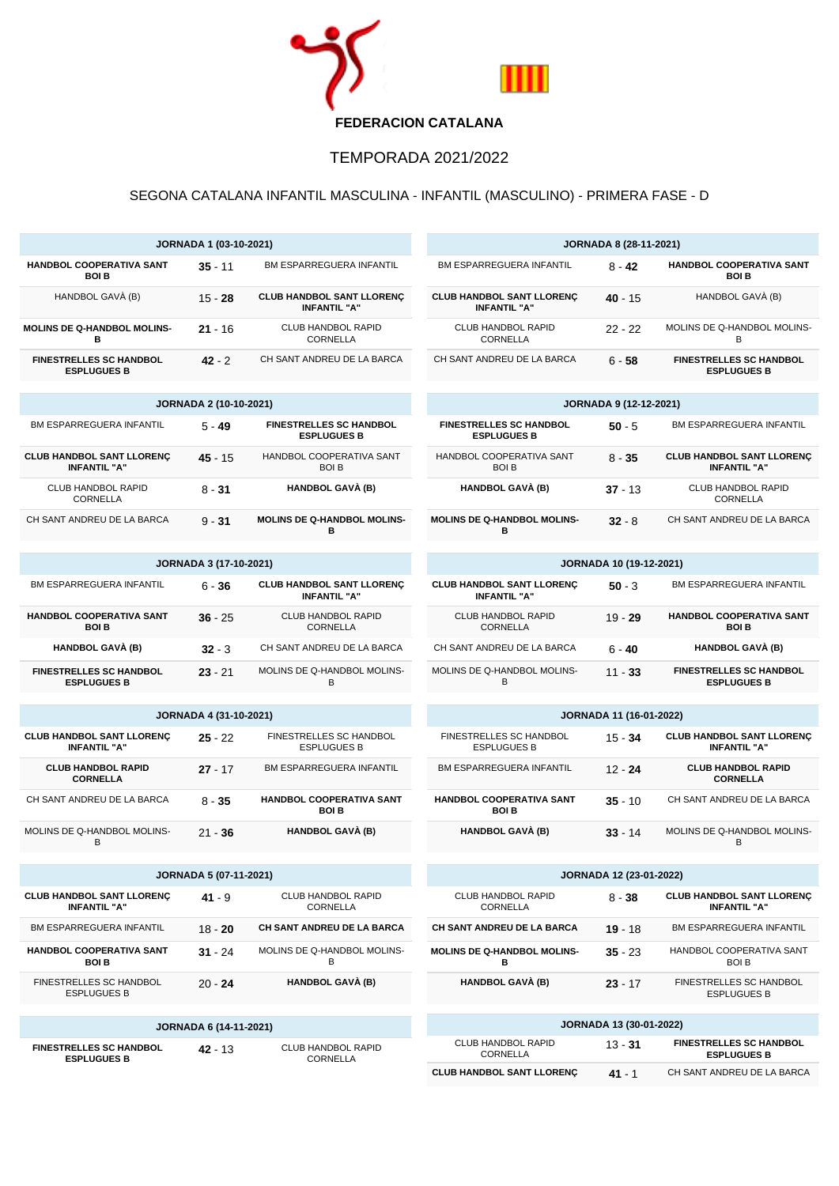**FEDERACION CATALANA**

# TEMPORADA 2021/2022

## SEGONA CATALANA INFANTIL MASCULINA - INFANTIL (MASCULINO) - PRIMERA FASE - D

| JORNADA 1 (03-10-2021) | | |
|---|---|---|
| **HANDBOL COOPERATIVA SANT BOI B** | **35** - 11 | BM ESPARREGUERA INFANTIL |
| HANDBOL GAVÀ (B) | 15 - **28** | **CLUB HANDBOL SANT LLORENÇ INFANTIL "A"** |
| **MOLINS DE Q-HANDBOL MOLINS-B** | **21** - 16 | CLUB HANDBOL RAPID CORNELLA |
| **FINESTRELLES SC HANDBOL ESPLUGUES B** | **42** - 2 | CH SANT ANDREU DE LA BARCA |

| JORNADA 2 (10-10-2021) | | |
|---|---|---|
| BM ESPARREGUERA INFANTIL | 5 - **49** | **FINESTRELLES SC HANDBOL ESPLUGUES B** |
| **CLUB HANDBOL SANT LLORENÇ INFANTIL "A"** | **45** - 15 | HANDBOL COOPERATIVA SANT BOI B |
| CLUB HANDBOL RAPID CORNELLA | 8 - **31** | **HANDBOL GAVÀ (B)** |
| CH SANT ANDREU DE LA BARCA | 9 - **31** | **MOLINS DE Q-HANDBOL MOLINS-B** |

| JORNADA 3 (17-10-2021) | | |
|---|---|---|
| BM ESPARREGUERA INFANTIL | 6 - **36** | **CLUB HANDBOL SANT LLORENÇ INFANTIL "A"** |
| **HANDBOL COOPERATIVA SANT BOI B** | **36** - 25 | CLUB HANDBOL RAPID CORNELLA |
| **HANDBOL GAVÀ (B)** | **32** - 3 | CH SANT ANDREU DE LA BARCA |
| **FINESTRELLES SC HANDBOL ESPLUGUES B** | **23** - 21 | MOLINS DE Q-HANDBOL MOLINS-B |

| JORNADA 4 (31-10-2021) | | |
|---|---|---|
| **CLUB HANDBOL SANT LLORENÇ INFANTIL "A"** | **25** - 22 | FINESTRELLES SC HANDBOL ESPLUGUES B |
| **CLUB HANDBOL RAPID CORNELLA** | **27** - 17 | BM ESPARREGUERA INFANTIL |
| CH SANT ANDREU DE LA BARCA | 8 - **35** | **HANDBOL COOPERATIVA SANT BOI B** |
| MOLINS DE Q-HANDBOL MOLINS-B | 21 - **36** | **HANDBOL GAVÀ (B)** |

| JORNADA 5 (07-11-2021) | | |
|---|---|---|
| **CLUB HANDBOL SANT LLORENÇ INFANTIL "A"** | **41** - 9 | CLUB HANDBOL RAPID CORNELLA |
| BM ESPARREGUERA INFANTIL | 18 - **20** | **CH SANT ANDREU DE LA BARCA** |
| **HANDBOL COOPERATIVA SANT BOI B** | **31** - 24 | MOLINS DE Q-HANDBOL MOLINS-B |
| FINESTRELLES SC HANDBOL ESPLUGUES B | 20 - **24** | **HANDBOL GAVÀ (B)** |

| JORNADA 6 (14-11-2021) | | |
|---|---|---|
| **FINESTRELLES SC HANDBOL ESPLUGUES B** | **42** - 13 | CLUB HANDBOL RAPID CORNELLA |

| JORNADA 8 (28-11-2021) | | |
|---|---|---|
| BM ESPARREGUERA INFANTIL | 8 - **42** | **HANDBOL COOPERATIVA SANT BOI B** |
| **CLUB HANDBOL SANT LLORENÇ INFANTIL "A"** | **40** - 15 | HANDBOL GAVÀ (B) |
| CLUB HANDBOL RAPID CORNELLA | 22 - 22 | MOLINS DE Q-HANDBOL MOLINS-B |
| CH SANT ANDREU DE LA BARCA | 6 - **58** | **FINESTRELLES SC HANDBOL ESPLUGUES B** |

| JORNADA 9 (12-12-2021) | | |
|---|---|---|
| **FINESTRELLES SC HANDBOL ESPLUGUES B** | **50** - 5 | BM ESPARREGUERA INFANTIL |
| HANDBOL COOPERATIVA SANT BOI B | 8 - **35** | **CLUB HANDBOL SANT LLORENÇ INFANTIL "A"** |
| **HANDBOL GAVÀ (B)** | **37** - 13 | CLUB HANDBOL RAPID CORNELLA |
| **MOLINS DE Q-HANDBOL MOLINS-B** | **32** - 8 | CH SANT ANDREU DE LA BARCA |

| JORNADA 10 (19-12-2021) | | |
|---|---|---|
| **CLUB HANDBOL SANT LLORENÇ INFANTIL "A"** | **50** - 3 | BM ESPARREGUERA INFANTIL |
| CLUB HANDBOL RAPID CORNELLA | 19 - **29** | **HANDBOL COOPERATIVA SANT BOI B** |
| CH SANT ANDREU DE LA BARCA | 6 - **40** | **HANDBOL GAVÀ (B)** |
| MOLINS DE Q-HANDBOL MOLINS-B | 11 - **33** | **FINESTRELLES SC HANDBOL ESPLUGUES B** |

| JORNADA 11 (16-01-2022) | | |
|---|---|---|
| FINESTRELLES SC HANDBOL ESPLUGUES B | 15 - **34** | **CLUB HANDBOL SANT LLORENÇ INFANTIL "A"** |
| BM ESPARREGUERA INFANTIL | 12 - **24** | **CLUB HANDBOL RAPID CORNELLA** |
| **HANDBOL COOPERATIVA SANT BOI B** | **35** - 10 | CH SANT ANDREU DE LA BARCA |
| **HANDBOL GAVÀ (B)** | **33** - 14 | MOLINS DE Q-HANDBOL MOLINS-B |

| JORNADA 12 (23-01-2022) | | |
|---|---|---|
| CLUB HANDBOL RAPID CORNELLA | 8 - **38** | **CLUB HANDBOL SANT LLORENÇ INFANTIL "A"** |
| **CH SANT ANDREU DE LA BARCA** | **19** - 18 | BM ESPARREGUERA INFANTIL |
| **MOLINS DE Q-HANDBOL MOLINS-B** | **35** - 23 | HANDBOL COOPERATIVA SANT BOI B |
| **HANDBOL GAVÀ (B)** | **23** - 17 | FINESTRELLES SC HANDBOL ESPLUGUES B |

| JORNADA 13 (30-01-2022) | | |
|---|---|---|
| CLUB HANDBOL RAPID CORNELLA | 13 - **31** | **FINESTRELLES SC HANDBOL ESPLUGUES B** |
| **CLUB HANDBOL SANT LLORENÇ** | **41** - 1 | CH SANT ANDREU DE LA BARCA |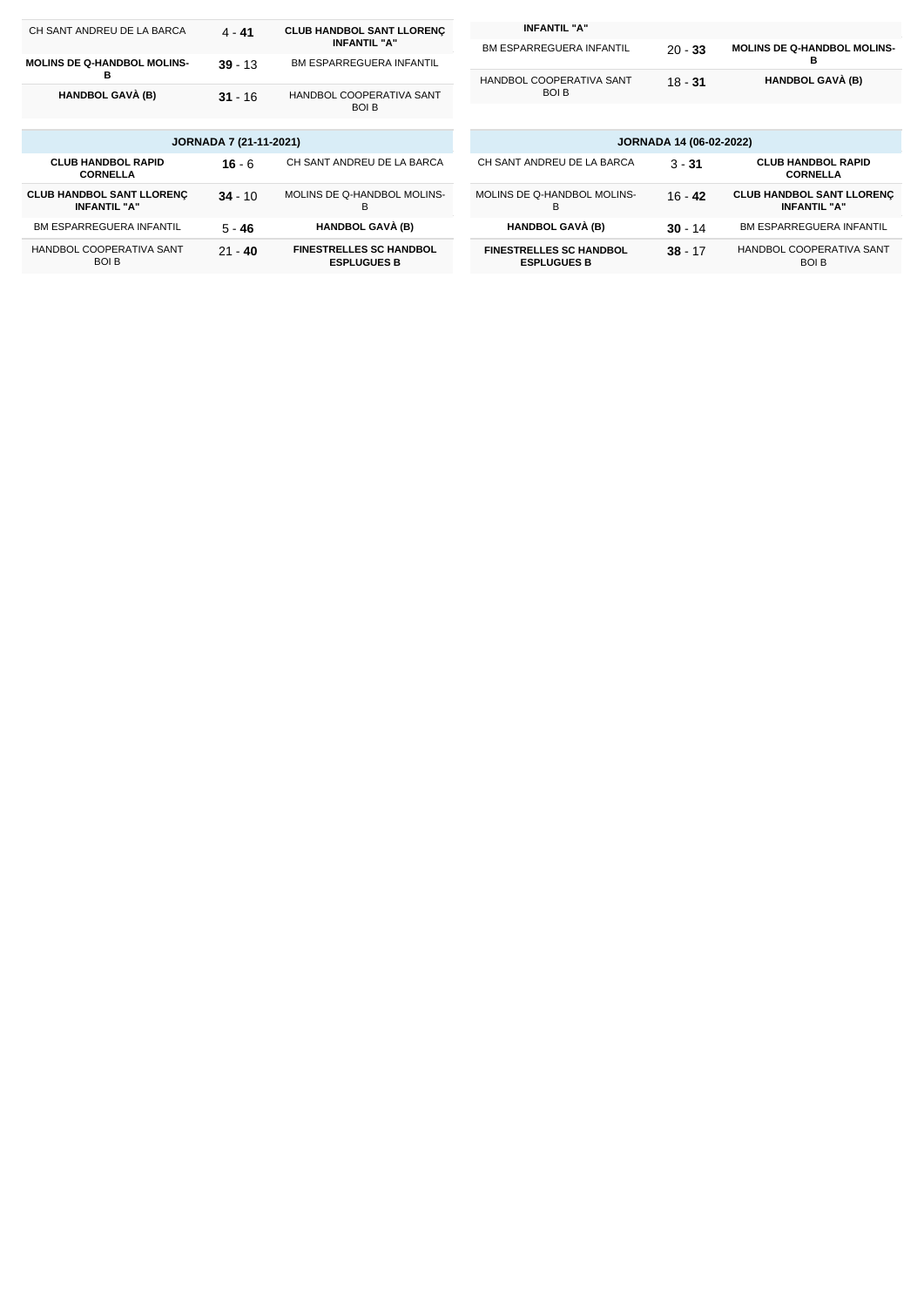| | | |
|---|---|---|
| CH SANT ANDREU DE LA BARCA | 4 - **41** | **CLUB HANDBOL SANT LLORENÇ INFANTIL "A"** |
| **MOLINS DE Q-HANDBOL MOLINS-B** | **39** - 13 | BM ESPARREGUERA INFANTIL |
| **HANDBOL GAVÀ (B)** | **31** - 16 | HANDBOL COOPERATIVA SANT BOI B |

| JORNADA 7 (21-11-2021) | | |
|---|---|---|
| **CLUB HANDBOL RAPID CORNELLA** | **16** - 6 | CH SANT ANDREU DE LA BARCA |
| **CLUB HANDBOL SANT LLORENÇ INFANTIL "A"** | **34** - 10 | MOLINS DE Q-HANDBOL MOLINS-B |
| BM ESPARREGUERA INFANTIL | 5 - **46** | **HANDBOL GAVÀ (B)** |
| HANDBOL COOPERATIVA SANT BOI B | 21 - **40** | **FINESTRELLES SC HANDBOL ESPLUGUES B** |

| | | |
|---|---|---|
| BM ESPARREGUERA INFANTIL | 20 - **33** | **MOLINS DE Q-HANDBOL MOLINS-B** |
| HANDBOL COOPERATIVA SANT BOI B | 18 - **31** | **HANDBOL GAVÀ (B)** |

| JORNADA 14 (06-02-2022) | | |
|---|---|---|
| CH SANT ANDREU DE LA BARCA | 3 - **31** | **CLUB HANDBOL RAPID CORNELLA** |
| MOLINS DE Q-HANDBOL MOLINS-B | 16 - **42** | **CLUB HANDBOL SANT LLORENÇ INFANTIL "A"** |
| **HANDBOL GAVÀ (B)** | **30** - 14 | BM ESPARREGUERA INFANTIL |
| **FINESTRELLES SC HANDBOL ESPLUGUES B** | **38** - 17 | HANDBOL COOPERATIVA SANT BOI B |